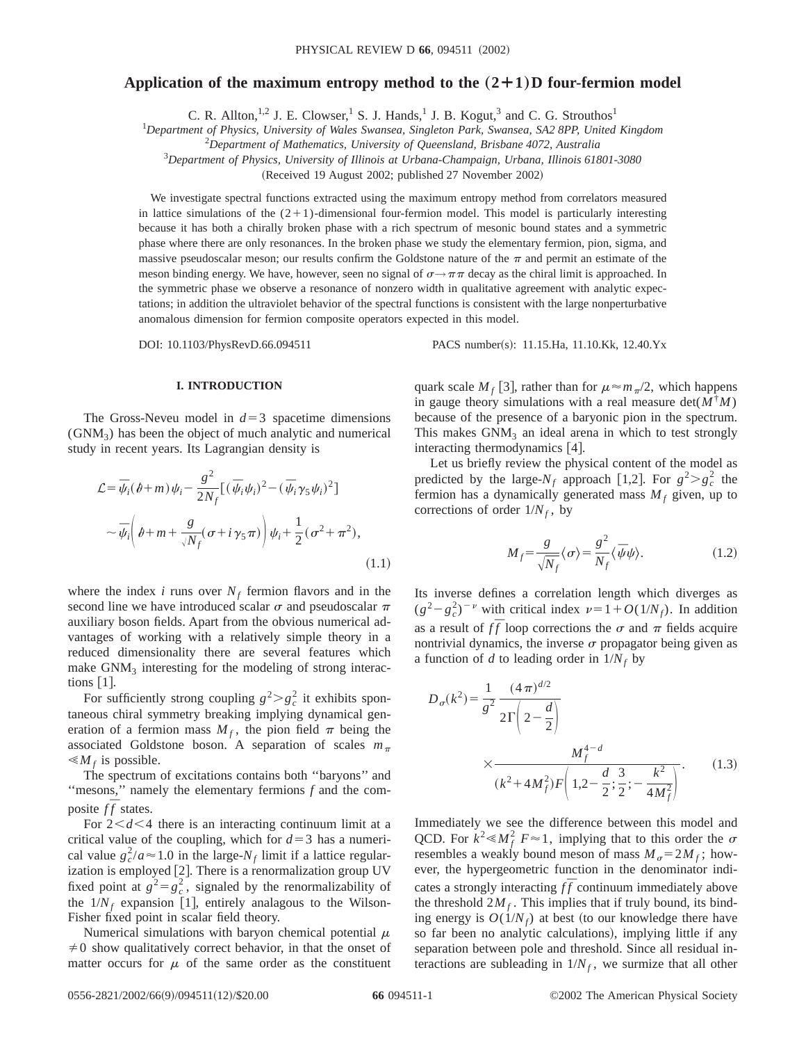# Application of the maximum entropy method to the (2+1)D four-fermion model

C. R. Allton,[1,2] J. E. Clowser,[1] S. J. Hands,[1] J. B. Kogut,[3] and C. G. Strouthos[1]

[1]*Department of Physics, University of Wales Swansea, Singleton Park, Swansea, SA2 8PP, United Kingdom*
[2]*Department of Mathematics, University of Queensland, Brisbane 4072, Australia*
[3]*Department of Physics, University of Illinois at Urbana-Champaign, Urbana, Illinois 61801-3080*

(Received 19 August 2002; published 27 November 2002)

We investigate spectral functions extracted using the maximum entropy method from correlators measured in lattice simulations of the (2+1)-dimensional four-fermion model. This model is particularly interesting because it has both a chirally broken phase with a rich spectrum of mesonic bound states and a symmetric phase where there are only resonances. In the broken phase we study the elementary fermion, pion, sigma, and massive pseudoscalar meson; our results confirm the Goldstone nature of the $\pi$ and permit an estimate of the meson binding energy. We have, however, seen no signal of $\sigma\to\pi\pi$ decay as the chiral limit is approached. In the symmetric phase we observe a resonance of nonzero width in qualitative agreement with analytic expectations; in addition the ultraviolet behavior of the spectral functions is consistent with the large nonperturbative anomalous dimension for fermion composite operators expected in this model.

DOI: 10.1103/PhysRevD.66.094511 PACS number(s): 11.15.Ha, 11.10.Kk, 12.40.Yx

## I. INTRODUCTION

The Gross-Neveu model in $d=3$ spacetime dimensions ($\mathrm{GNM}_3$) has been the object of much analytic and numerical study in recent years. Its Lagrangian density is

$$\mathcal{L}=\bar{\psi}_i(\partial\!\!\!/+m)\psi_i-\frac{g^2}{2N_f}[(\bar{\psi}_i\psi_i)^2-(\bar{\psi}_i\gamma_5\psi_i)^2]$$
$$\sim\bar{\psi}_i\left(\partial\!\!\!/+m+\frac{g}{\sqrt{N_f}}(\sigma+i\gamma_5\pi)\right)\psi_i+\frac{1}{2}(\sigma^2+\pi^2), \tag{1.1}$$

where the index $i$ runs over $N_f$ fermion flavors and in the second line we have introduced scalar $\sigma$ and pseudoscalar $\pi$ auxiliary boson fields. Apart from the obvious numerical advantages of working with a relatively simple theory in a reduced dimensionality there are several features which make $\mathrm{GNM}_3$ interesting for the modeling of strong interactions [1].

For sufficiently strong coupling $g^2>g_c^2$ it exhibits spontaneous chiral symmetry breaking implying dynamical generation of a fermion mass $M_f$, the pion field $\pi$ being the associated Goldstone boson. A separation of scales $m_\pi \ll M_f$ is possible.

The spectrum of excitations contains both "baryons" and "mesons," namely the elementary fermions $f$ and the composite $f\bar{f}$ states.

For $2<d<4$ there is an interacting continuum limit at a critical value of the coupling, which for $d=3$ has a numerical value $g_c^2/a\approx 1.0$ in the large-$N_f$ limit if a lattice regularization is employed [2]. There is a renormalization group UV fixed point at $g^2=g_c^2$, signaled by the renormalizability of the $1/N_f$ expansion [1], entirely analagous to the Wilson-Fisher fixed point in scalar field theory.

Numerical simulations with baryon chemical potential $\mu\neq 0$ show qualitatively correct behavior, in that the onset of matter occurs for $\mu$ of the same order as the constituent quark scale $M_f$ [3], rather than for $\mu\approx m_\pi/2$, which happens in gauge theory simulations with a real measure $\det(M^\dagger M)$ because of the presence of a baryonic pion in the spectrum. This makes $\mathrm{GNM}_3$ an ideal arena in which to test strongly interacting thermodynamics [4].

Let us briefly review the physical content of the model as predicted by the large-$N_f$ approach [1,2]. For $g^2>g_c^2$ the fermion has a dynamically generated mass $M_f$ given, up to corrections of order $1/N_f$, by

$$M_f=\frac{g}{\sqrt{N_f}}\langle\sigma\rangle=\frac{g^2}{N_f}\langle\bar{\psi}\psi\rangle. \tag{1.2}$$

Its inverse defines a correlation length which diverges as $(g^2-g_c^2)^{-\nu}$ with critical index $\nu=1+O(1/N_f)$. In addition as a result of $f\bar{f}$ loop corrections the $\sigma$ and $\pi$ fields acquire nontrivial dynamics, the inverse $\sigma$ propagator being given as a function of $d$ to leading order in $1/N_f$ by

$$D_\sigma(k^2)=\frac{1}{g^2}\frac{(4\pi)^{d/2}}{2\Gamma\left(2-\frac{d}{2}\right)}\times\frac{M_f^{4-d}}{(k^2+4M_f^2)F\left(1,2-\frac{d}{2};\frac{3}{2};-\frac{k^2}{4M_f^2}\right)}. \tag{1.3}$$

Immediately we see the difference between this model and QCD. For $k^2\ll M_f^2$ $F\approx 1$, implying that to this order the $\sigma$ resembles a weakly bound meson of mass $M_\sigma=2M_f$; however, the hypergeometric function in the denominator indicates a strongly interacting $f\bar{f}$ continuum immediately above the threshold $2M_f$. This implies that if truly bound, its binding energy is $O(1/N_f)$ at best (to our knowledge there have so far been no analytic calculations), implying little if any separation between pole and threshold. Since all residual interactions are subleading in $1/N_f$, we surmize that all other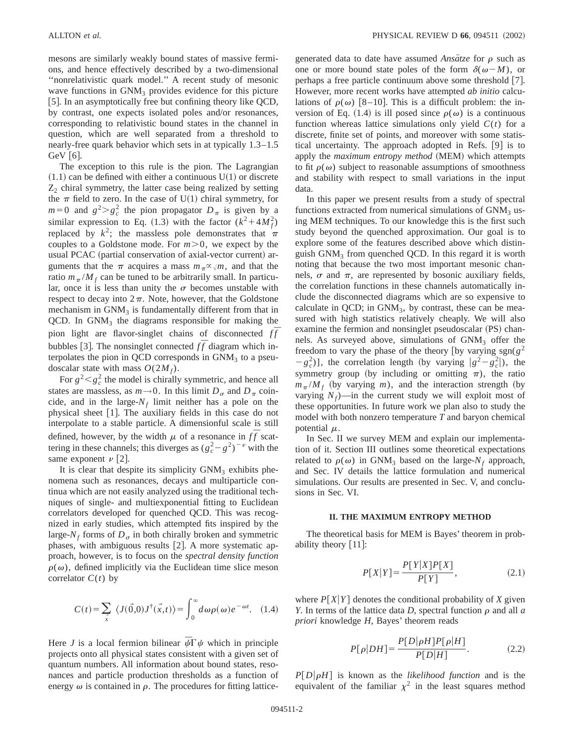mesons are similarly weakly bound states of massive fermions, and hence effectively described by a two-dimensional "nonrelativistic quark model." A recent study of mesonic wave functions in $\mathrm{GNM}_3$ provides evidence for this picture [5]. In an asymptotically free but confining theory like QCD, by contrast, one expects isolated poles and/or resonances, corresponding to relativistic bound states in the channel in question, which are well separated from a threshold to nearly-free quark behavior which sets in at typically 1.3–1.5 GeV [6].

The exception to this rule is the pion. The Lagrangian (1.1) can be defined with either a continuous U(1) or discrete $\mathrm{Z}_2$ chiral symmetry, the latter case being realized by setting the $\pi$ field to zero. In the case of U(1) chiral symmetry, for $m=0$ and $g^2>g_c^2$ the pion propagator $D_\pi$ is given by a similar expression to Eq. (1.3) with the factor $(k^2+4M_f^2)$ replaced by $k^2$; the massless pole demonstrates that $\pi$ couples to a Goldstone mode. For $m>0$, we expect by the usual PCAC (partial conservation of axial-vector current) arguments that the $\pi$ acquires a mass $m_\pi \propto \sqrt{m}$, and that the ratio $m_\pi/M_f$ can be tuned to be arbitrarily small. In particular, once it is less than unity the $\sigma$ becomes unstable with respect to decay into $2\pi$. Note, however, that the Goldstone mechanism in $\mathrm{GNM}_3$ is fundamentally different from that in QCD. In $\mathrm{GNM}_3$ the diagrams responsible for making the pion light are flavor-singlet chains of disconnected $f\bar{f}$ bubbles [3]. The nonsinglet connected $f\bar{f}$ diagram which interpolates the pion in QCD corresponds in $\mathrm{GNM}_3$ to a pseudoscalar state with mass $O(2M_f)$.

For $g^2<g_c^2$ the model is chirally symmetric, and hence all states are massless, as $m\to 0$. In this limit $D_\sigma$ and $D_\pi$ coincide, and in the large-$N_f$ limit neither has a pole on the physical sheet [1]. The auxiliary fields in this case do not interpolate to a stable particle. A dimensionful scale is still defined, however, by the width $\mu$ of a resonance in $f\bar{f}$ scattering in these channels; this diverges as $(g_c^2-g^2)^{-\nu}$ with the same exponent $\nu$ [2].

It is clear that despite its simplicity $\mathrm{GNM}_3$ exhibits phenomena such as resonances, decays and multiparticle continua which are not easily analyzed using the traditional techniques of single- and multiexponential fitting to Euclidean correlators developed for quenched QCD. This was recognized in early studies, which attempted fits inspired by the large-$N_f$ forms of $D_\sigma$ in both chirally broken and symmetric phases, with ambiguous results [2]. A more systematic approach, however, is to focus on the *spectral density function* $\rho(\omega)$, defined implicitly via the Euclidean time slice meson correlator $C(t)$ by

$$C(t)=\sum_{\vec{x}}\ \langle J(\vec{0},0)J^\dagger(\vec{x},t)\rangle=\int_0^\infty d\omega\rho(\omega)e^{-\omega t}. \quad (1.4)$$

Here $J$ is a local fermion bilinear $\bar{\psi}\Gamma\psi$ which in principle projects onto all physical states consistent with a given set of quantum numbers. All information about bound states, resonances and particle production thresholds as a function of energy $\omega$ is contained in $\rho$. The procedures for fitting lattice-generated data to date have assumed *Ansätze* for $\rho$ such as one or more bound state poles of the form $\delta(\omega-M)$, or perhaps a free particle continuum above some threshold [7]. However, more recent works have attempted *ab initio* calculations of $\rho(\omega)$ [8–10]. This is a difficult problem: the inversion of Eq. (1.4) is ill posed since $\rho(\omega)$ is a continuous function whereas lattice simulations only yield $C(t)$ for a discrete, finite set of points, and moreover with some statistical uncertainty. The approach adopted in Refs. [9] is to apply the *maximum entropy method* (MEM) which attempts to fit $\rho(\omega)$ subject to reasonable assumptions of smoothness and stability with respect to small variations in the input data.

In this paper we present results from a study of spectral functions extracted from numerical simulations of $\mathrm{GNM}_3$ using MEM techniques. To our knowledge this is the first such study beyond the quenched approximation. Our goal is to explore some of the features described above which distinguish $\mathrm{GNM}_3$ from quenched QCD. In this regard it is worth noting that because the two most important mesonic channels, $\sigma$ and $\pi$, are represented by bosonic auxiliary fields, the correlation functions in these channels automatically include the disconnected diagrams which are so expensive to calculate in QCD; in $\mathrm{GNM}_3$, by contrast, these can be measured with high statistics relatively cheaply. We will also examine the fermion and nonsinglet pseudoscalar (PS) channels. As surveyed above, simulations of $\mathrm{GNM}_3$ offer the freedom to vary the phase of the theory [by varying $\mathrm{sgn}(g^2-g_c^2)$], the correlation length (by varying $|g^2-g_c^2|$), the symmetry group (by including or omitting $\pi$), the ratio $m_\pi/M_f$ (by varying $m$), and the interaction strength (by varying $N_f$)—in the current study we will exploit most of these opportunities. In future work we plan also to study the model with both nonzero temperature $T$ and baryon chemical potential $\mu$.

In Sec. II we survey MEM and explain our implementation of it. Section III outlines some theoretical expectations related to $\rho(\omega)$ in $\mathrm{GNM}_3$ based on the large-$N_f$ approach, and Sec. IV details the lattice formulation and numerical simulations. Our results are presented in Sec. V, and conclusions in Sec. VI.

## II. THE MAXIMUM ENTROPY METHOD

The theoretical basis for MEM is Bayes' theorem in probability theory [11]:

$$P[X|Y]=\frac{P[Y|X]P[X]}{P[Y]}, \quad (2.1)$$

where $P[X|Y]$ denotes the conditional probability of $X$ given $Y$. In terms of the lattice data $D$, spectral function $\rho$ and all *a priori* knowledge $H$, Bayes' theorem reads

$$P[\rho|DH]=\frac{P[D|\rho H]P[\rho|H]}{P[D|H]}. \quad (2.2)$$

$P[D|\rho H]$ is known as the *likelihood function* and is the equivalent of the familiar $\chi^2$ in the least squares method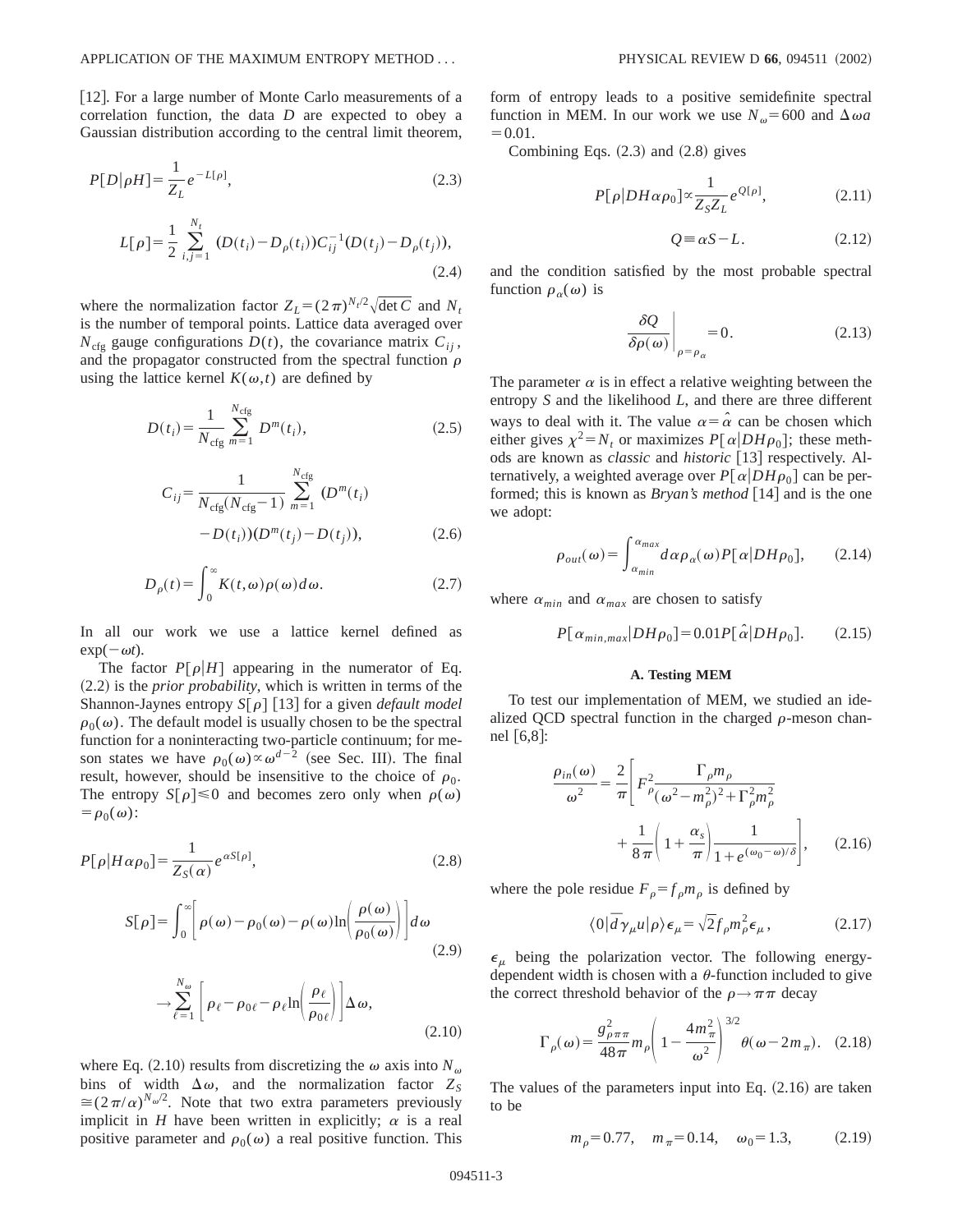[12]. For a large number of Monte Carlo measurements of a correlation function, the data $D$ are expected to obey a Gaussian distribution according to the central limit theorem,

$$P[D|\rho H]=\frac{1}{Z_L}e^{-L[\rho]}, \tag{2.3}$$

$$L[\rho]=\frac{1}{2}\sum_{i,j=1}^{N_t}(D(t_i)-D_\rho(t_i))C_{ij}^{-1}(D(t_j)-D_\rho(t_j)), \tag{2.4}$$

where the normalization factor $Z_L=(2\pi)^{N_t/2}\sqrt{\det C}$ and $N_t$ is the number of temporal points. Lattice data averaged over $N_{\rm cfg}$ gauge configurations $D(t)$, the covariance matrix $C_{ij}$, and the propagator constructed from the spectral function $\rho$ using the lattice kernel $K(\omega,t)$ are defined by

$$D(t_i)=\frac{1}{N_{\rm cfg}}\sum_{m=1}^{N_{\rm cfg}}D^m(t_i), \tag{2.5}$$

$$C_{ij}=\frac{1}{N_{\rm cfg}(N_{\rm cfg}-1)}\sum_{m=1}^{N_{\rm cfg}}(D^m(t_i)-D(t_i))(D^m(t_j)-D(t_j)), \tag{2.6}$$

$$D_\rho(t)=\int_0^\infty K(t,\omega)\rho(\omega)d\omega. \tag{2.7}$$

In all our work we use a lattice kernel defined as $\exp(-\omega t)$.

The factor $P[\rho|H]$ appearing in the numerator of Eq. (2.2) is the *prior probability*, which is written in terms of the Shannon-Jaynes entropy $S[\rho]$ [13] for a given *default model* $\rho_0(\omega)$. The default model is usually chosen to be the spectral function for a noninteracting two-particle continuum; for meson states we have $\rho_0(\omega)\propto\omega^{d-2}$ (see Sec. III). The final result, however, should be insensitive to the choice of $\rho_0$. The entropy $S[\rho]\leq 0$ and becomes zero only when $\rho(\omega)=\rho_0(\omega)$:

$$P[\rho|H\alpha\rho_0]=\frac{1}{Z_S(\alpha)}e^{\alpha S[\rho]}, \tag{2.8}$$

$$S[\rho]=\int_0^\infty\left[\rho(\omega)-\rho_0(\omega)-\rho(\omega)\ln\left(\frac{\rho(\omega)}{\rho_0(\omega)}\right)\right]d\omega \tag{2.9}$$

$$\rightarrow\sum_{\ell=1}^{N_\omega}\left[\rho_\ell-\rho_{0\ell}-\rho_\ell\ln\left(\frac{\rho_\ell}{\rho_{0\ell}}\right)\right]\Delta\omega, \tag{2.10}$$

where Eq. (2.10) results from discretizing the $\omega$ axis into $N_\omega$ bins of width $\Delta\omega$, and the normalization factor $Z_S\cong(2\pi/\alpha)^{N_\omega/2}$. Note that two extra parameters previously implicit in $H$ have been written in explicitly; $\alpha$ is a real positive parameter and $\rho_0(\omega)$ a real positive function. This form of entropy leads to a positive semidefinite spectral function in MEM. In our work we use $N_\omega=600$ and $\Delta\omega a=0.01$.

Combining Eqs. (2.3) and (2.8) gives

$$P[\rho|DH\alpha\rho_0]\propto\frac{1}{Z_SZ_L}e^{Q[\rho]}, \tag{2.11}$$

$$Q\equiv\alpha S-L. \tag{2.12}$$

and the condition satisfied by the most probable spectral function $\rho_\alpha(\omega)$ is

$$\left.\frac{\delta Q}{\delta\rho(\omega)}\right|_{\rho=\rho_\alpha}=0. \tag{2.13}$$

The parameter $\alpha$ is in effect a relative weighting between the entropy $S$ and the likelihood $L$, and there are three different ways to deal with it. The value $\alpha=\hat{\alpha}$ can be chosen which either gives $\chi^2=N_t$ or maximizes $P[\alpha|DH\rho_0]$; these methods are known as *classic* and *historic* [13] respectively. Alternatively, a weighted average over $P[\alpha|DH\rho_0]$ can be performed; this is known as *Bryan's method* [14] and is the one we adopt:

$$\rho_{out}(\omega)=\int_{\alpha_{min}}^{\alpha_{max}}d\alpha\rho_\alpha(\omega)P[\alpha|DH\rho_0], \tag{2.14}$$

where $\alpha_{min}$ and $\alpha_{max}$ are chosen to satisfy

$$P[\alpha_{min,max}|DH\rho_0]=0.01P[\hat{\alpha}|DH\rho_0]. \tag{2.15}$$

### A. Testing MEM

To test our implementation of MEM, we studied an idealized QCD spectral function in the charged $\rho$-meson channel [6,8]:

$$\frac{\rho_{in}(\omega)}{\omega^2}=\frac{2}{\pi}\left[F_\rho^2\frac{\Gamma_\rho m_\rho}{(\omega^2-m_\rho^2)^2+\Gamma_\rho^2m_\rho^2}+\frac{1}{8\pi}\left(1+\frac{\alpha_s}{\pi}\right)\frac{1}{1+e^{(\omega_0-\omega)/\delta}}\right], \tag{2.16}$$

where the pole residue $F_\rho=f_\rho m_\rho$ is defined by

$$\langle 0|\bar{d}\gamma_\mu u|\rho\rangle\epsilon_\mu=\sqrt{2}f_\rho m_\rho^2\epsilon_\mu, \tag{2.17}$$

$\epsilon_\mu$ being the polarization vector. The following energy-dependent width is chosen with a $\theta$-function included to give the correct threshold behavior of the $\rho\rightarrow\pi\pi$ decay

$$\Gamma_\rho(\omega)=\frac{g_{\rho\pi\pi}^2}{48\pi}m_\rho\left(1-\frac{4m_\pi^2}{\omega^2}\right)^{3/2}\theta(\omega-2m_\pi). \tag{2.18}$$

The values of the parameters input into Eq. (2.16) are taken to be

$$m_\rho=0.77,\quad m_\pi=0.14,\quad \omega_0=1.3, \tag{2.19}$$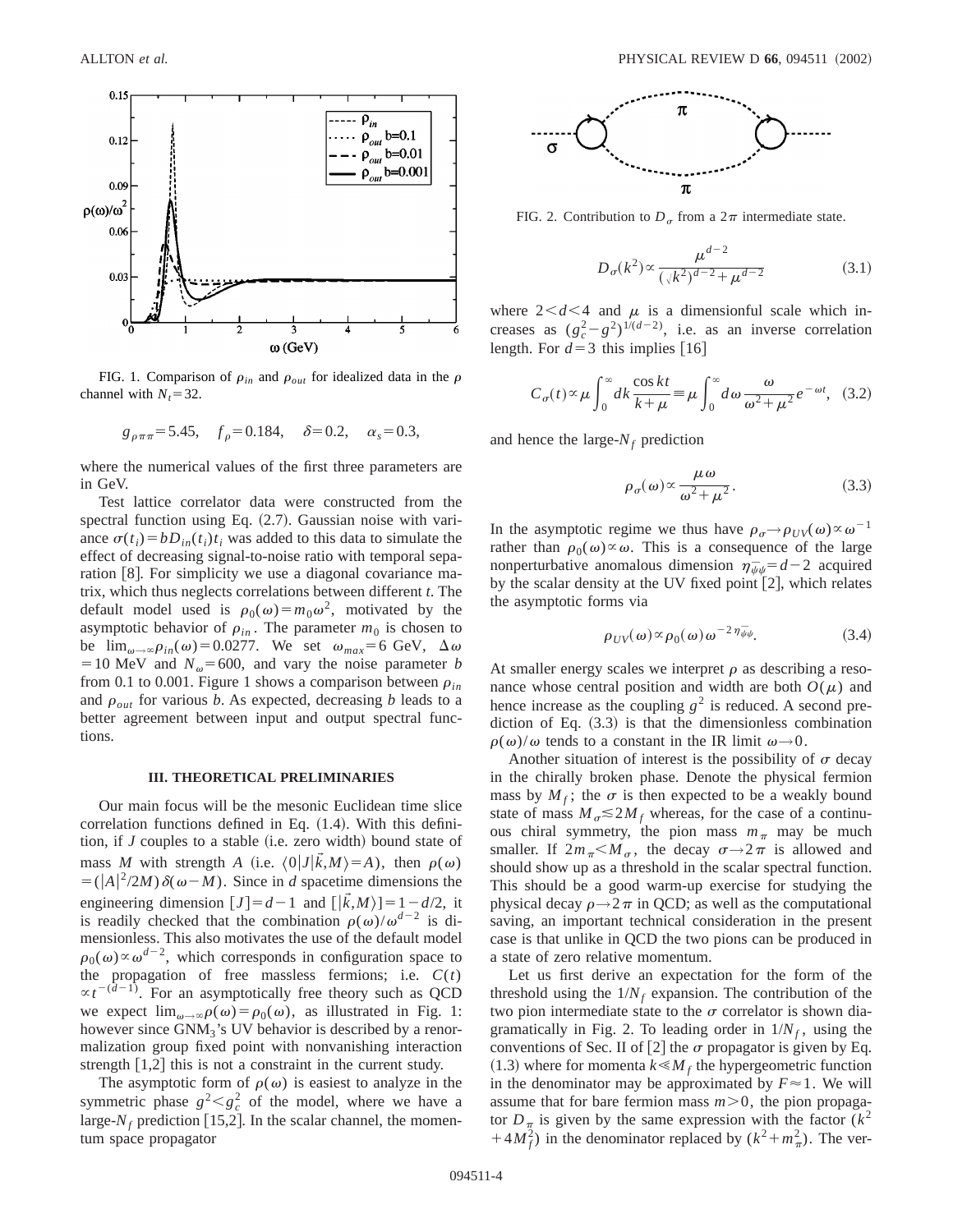FIG. 1. Comparison of $\rho_{in}$ and $\rho_{out}$ for idealized data in the $\rho$ channel with $N_t = 32$.

$$g_{\rho\pi\pi} = 5.45, \quad f_\rho = 0.184, \quad \delta = 0.2, \quad \alpha_s = 0.3,$$

where the numerical values of the first three parameters are in GeV.

Test lattice correlator data were constructed from the spectral function using Eq. (2.7). Gaussian noise with variance $\sigma(t_i) = bD_{in}(t_i)t_i$ was added to this data to simulate the effect of decreasing signal-to-noise ratio with temporal separation [8]. For simplicity we use a diagonal covariance matrix, which thus neglects correlations between different $t$. The default model used is $\rho_0(\omega) = m_0\omega^2$, motivated by the asymptotic behavior of $\rho_{in}$. The parameter $m_0$ is chosen to be $\lim_{\omega\to\infty}\rho_{in}(\omega) = 0.0277$. We set $\omega_{max} = 6$ GeV, $\Delta\omega = 10$ MeV and $N_\omega = 600$, and vary the noise parameter $b$ from 0.1 to 0.001. Figure 1 shows a comparison between $\rho_{in}$ and $\rho_{out}$ for various $b$. As expected, decreasing $b$ leads to a better agreement between input and output spectral functions.

### III. THEORETICAL PRELIMINARIES

Our main focus will be the mesonic Euclidean time slice correlation functions defined in Eq. (1.4). With this definition, if $J$ couples to a stable (i.e. zero width) bound state of mass $M$ with strength $A$ (i.e. $\langle 0|J|\vec{k},M\rangle = A$), then $\rho(\omega) = (|A|^2/2M)\delta(\omega - M)$. Since in $d$ spacetime dimensions the engineering dimension $[J] = d-1$ and $[|\vec{k},M\rangle] = 1 - d/2$, it is readily checked that the combination $\rho(\omega)/\omega^{d-2}$ is dimensionless. This also motivates the use of the default model $\rho_0(\omega) \propto \omega^{d-2}$, which corresponds in configuration space to the propagation of free massless fermions; i.e. $C(t) \propto t^{-(d-1)}$. For an asymptotically free theory such as QCD we expect $\lim_{\omega\to\infty}\rho(\omega) = \rho_0(\omega)$, as illustrated in Fig. 1: however since $\mathrm{GNM}_3$'s UV behavior is described by a renormalization group fixed point with nonvanishing interaction strength [1,2] this is not a constraint in the current study.

The asymptotic form of $\rho(\omega)$ is easiest to analyze in the symmetric phase $g^2 < g_c^2$ of the model, where we have a large-$N_f$ prediction [15,2]. In the scalar channel, the momentum space propagator

$$D_\sigma(k^2) \propto \frac{\mu^{d-2}}{(\sqrt{k^2})^{d-2} + \mu^{d-2}} \tag{3.1}$$

where $2 < d < 4$ and $\mu$ is a dimensionful scale which increases as $(g_c^2 - g^2)^{1/(d-2)}$, i.e. as an inverse correlation length. For $d = 3$ this implies [16]

$$C_\sigma(t) \propto \mu \int_0^\infty dk \frac{\cos kt}{k+\mu} \equiv \mu \int_0^\infty d\omega \frac{\omega}{\omega^2 + \mu^2} e^{-\omega t}, \tag{3.2}$$

and hence the large-$N_f$ prediction

$$\rho_\sigma(\omega) \propto \frac{\mu\omega}{\omega^2 + \mu^2}. \tag{3.3}$$

In the asymptotic regime we thus have $\rho_\sigma \to \rho_{UV}(\omega) \propto \omega^{-1}$ rather than $\rho_0(\omega) \propto \omega$. This is a consequence of the large nonperturbative anomalous dimension $\eta_{\bar{\psi}\psi} = d-2$ acquired by the scalar density at the UV fixed point [2], which relates the asymptotic forms via

$$\rho_{UV}(\omega) \propto \rho_0(\omega)\omega^{-2\eta_{\bar{\psi}\psi}}. \tag{3.4}$$

At smaller energy scales we interpret $\rho$ as describing a resonance whose central position and width are both $O(\mu)$ and hence increase as the coupling $g^2$ is reduced. A second prediction of Eq. (3.3) is that the dimensionless combination $\rho(\omega)/\omega$ tends to a constant in the IR limit $\omega \to 0$.

Another situation of interest is the possibility of $\sigma$ decay in the chirally broken phase. Denote the physical fermion mass by $M_f$; the $\sigma$ is then expected to be a weakly bound state of mass $M_\sigma \lesssim 2M_f$ whereas, for the case of a continuous chiral symmetry, the pion mass $m_\pi$ may be much smaller. If $2m_\pi < M_\sigma$, the decay $\sigma \to 2\pi$ is allowed and should show up as a threshold in the scalar spectral function. This should be a good warm-up exercise for studying the physical decay $\rho \to 2\pi$ in QCD; as well as the computational saving, an important technical consideration in the present case is that unlike in QCD the two pions can be produced in a state of zero relative momentum.

Let us first derive an expectation for the form of the threshold using the $1/N_f$ expansion. The contribution of the two pion intermediate state to the $\sigma$ correlator is shown diagrammatically in Fig. 2. To leading order in $1/N_f$, using the conventions of Sec. II of [2] the $\sigma$ propagator is given by Eq. (1.3) where for momenta $k \ll M_f$ the hypergeometric function in the denominator may be approximated by $F \approx 1$. We will assume that for bare fermion mass $m > 0$, the pion propagator $D_\pi$ is given by the same expression with the factor $(k^2 + 4M_f^2)$ in the denominator replaced by $(k^2 + m_\pi^2)$. The ver-

FIG. 2. Contribution to $D_\sigma$ from a $2\pi$ intermediate state.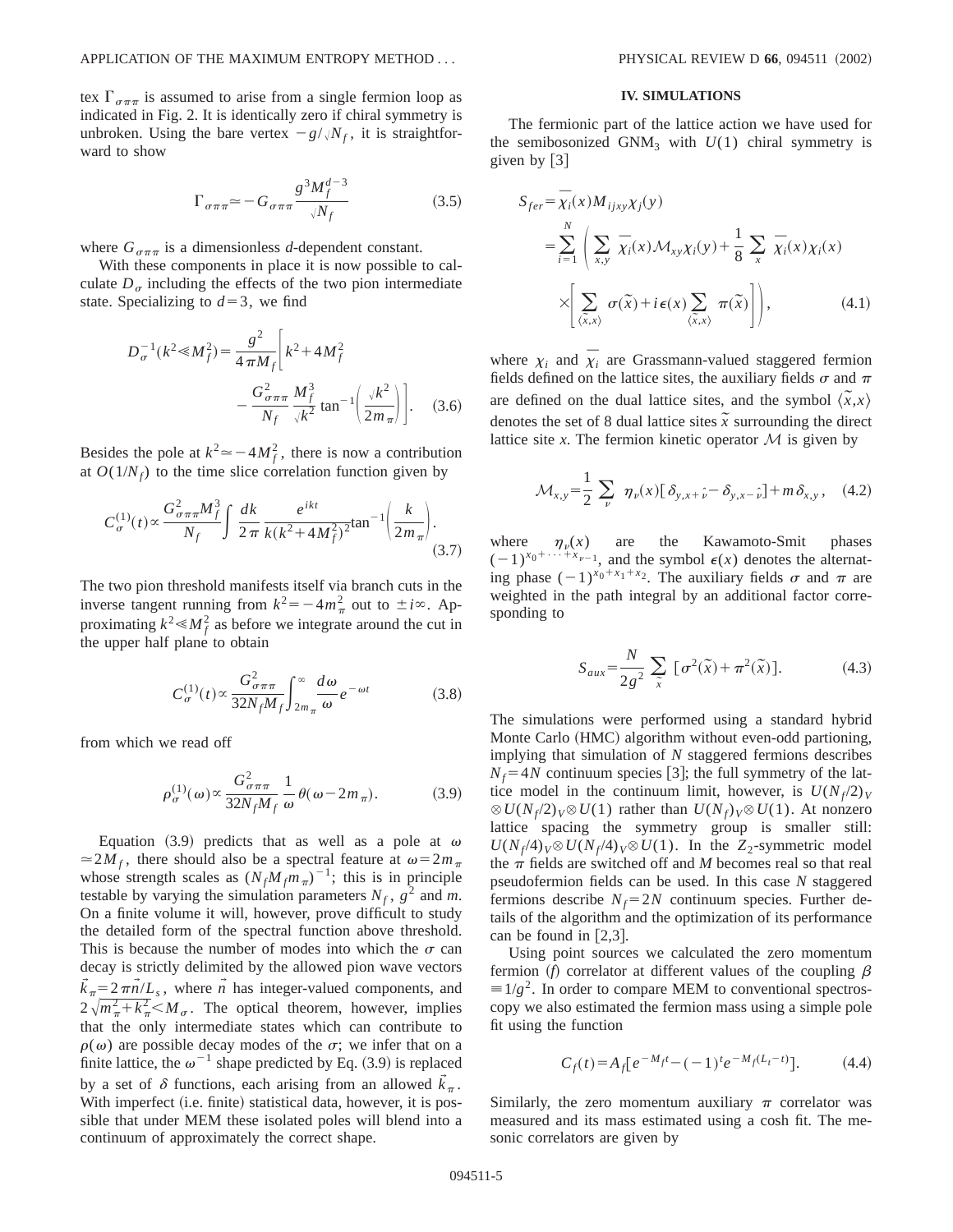tex $\Gamma_{\sigma\pi\pi}$ is assumed to arise from a single fermion loop as indicated in Fig. 2. It is identically zero if chiral symmetry is unbroken. Using the bare vertex $-g/\sqrt{N_f}$, it is straightforward to show

$$\Gamma_{\sigma\pi\pi} \simeq -G_{\sigma\pi\pi}\frac{g^3 M_f^{d-3}}{\sqrt{N_f}} \tag{3.5}$$

where $G_{\sigma\pi\pi}$ is a dimensionless $d$-dependent constant.

With these components in place it is now possible to calculate $D_\sigma$ including the effects of the two pion intermediate state. Specializing to $d=3$, we find

$$D_\sigma^{-1}(k^2 \ll M_f^2) = \frac{g^2}{4\pi M_f}\left[k^2 + 4M_f^2 - \frac{G_{\sigma\pi\pi}^2}{N_f}\frac{M_f^3}{\sqrt{k^2}}\tan^{-1}\left(\frac{\sqrt{k^2}}{2m_\pi}\right)\right]. \tag{3.6}$$

Besides the pole at $k^2 \simeq -4M_f^2$, there is now a contribution at $O(1/N_f)$ to the time slice correlation function given by

$$C_\sigma^{(1)}(t) \propto \frac{G_{\sigma\pi\pi}^2 M_f^3}{N_f}\int \frac{dk}{2\pi}\frac{e^{ikt}}{k(k^2+4M_f^2)^2}\tan^{-1}\left(\frac{k}{2m_\pi}\right). \tag{3.7}$$

The two pion threshold manifests itself via branch cuts in the inverse tangent running from $k^2 = -4m_\pi^2$ out to $\pm i\infty$. Approximating $k^2 \ll M_f^2$ as before we integrate around the cut in the upper half plane to obtain

$$C_\sigma^{(1)}(t) \propto \frac{G_{\sigma\pi\pi}^2}{32 N_f M_f}\int_{2m_\pi}^{\infty}\frac{d\omega}{\omega}e^{-\omega t} \tag{3.8}$$

from which we read off

$$\rho_\sigma^{(1)}(\omega) \propto \frac{G_{\sigma\pi\pi}^2}{32 N_f M_f}\frac{1}{\omega}\theta(\omega - 2m_\pi). \tag{3.9}$$

Equation (3.9) predicts that as well as a pole at $\omega \simeq 2M_f$, there should also be a spectral feature at $\omega = 2m_\pi$ whose strength scales as $(N_f M_f m_\pi)^{-1}$; this is in principle testable by varying the simulation parameters $N_f$, $g^2$ and $m$. On a finite volume it will, however, prove difficult to study the detailed form of the spectral function above threshold. This is because the number of modes into which the $\sigma$ can decay is strictly delimited by the allowed pion wave vectors $\vec{k}_\pi = 2\pi\vec{n}/L_s$, where $\vec{n}$ has integer-valued components, and $2\sqrt{m_\pi^2 + k_\pi^2} < M_\sigma$. The optical theorem, however, implies that the only intermediate states which can contribute to $\rho(\omega)$ are possible decay modes of the $\sigma$; we infer that on a finite lattice, the $\omega^{-1}$ shape predicted by Eq. (3.9) is replaced by a set of $\delta$ functions, each arising from an allowed $\vec{k}_\pi$. With imperfect (i.e. finite) statistical data, however, it is possible that under MEM these isolated poles will blend into a continuum of approximately the correct shape.

## IV. SIMULATIONS

The fermionic part of the lattice action we have used for the semibosonized GNM$_3$ with $U(1)$ chiral symmetry is given by [3]

$$\begin{aligned} S_{fer} &= \bar{\chi}_i(x) M_{ijxy} \chi_j(y) \\ &= \sum_{i=1}^{N}\left(\sum_{x,y}\bar{\chi}_i(x)\mathcal{M}_{xy}\chi_i(y) + \frac{1}{8}\sum_x \bar{\chi}_i(x)\chi_i(x) \times\left[\sum_{\langle\tilde{x},x\rangle}\sigma(\tilde{x}) + i\epsilon(x)\sum_{\langle\tilde{x},x\rangle}\pi(\tilde{x})\right]\right), \end{aligned} \tag{4.1}$$

where $\chi_i$ and $\bar{\chi}_i$ are Grassmann-valued staggered fermion fields defined on the lattice sites, the auxiliary fields $\sigma$ and $\pi$ are defined on the dual lattice sites, and the symbol $\langle\tilde{x},x\rangle$ denotes the set of 8 dual lattice sites $\tilde{x}$ surrounding the direct lattice site $x$. The fermion kinetic operator $\mathcal{M}$ is given by

$$\mathcal{M}_{x,y} = \frac{1}{2}\sum_\nu \eta_\nu(x)[\delta_{y,x+\hat{\nu}} - \delta_{y,x-\hat{\nu}}] + m\delta_{x,y}, \tag{4.2}$$

where $\eta_\nu(x)$ are the Kawamoto-Smit phases $(-1)^{x_0+\cdots+x_{\nu-1}}$, and the symbol $\epsilon(x)$ denotes the alternating phase $(-1)^{x_0+x_1+x_2}$. The auxiliary fields $\sigma$ and $\pi$ are weighted in the path integral by an additional factor corresponding to

$$S_{aux} = \frac{N}{2g^2}\sum_{\tilde{x}}[\sigma^2(\tilde{x}) + \pi^2(\tilde{x})]. \tag{4.3}$$

The simulations were performed using a standard hybrid Monte Carlo (HMC) algorithm without even-odd partioning, implying that simulation of $N$ staggered fermions describes $N_f = 4N$ continuum species [3]; the full symmetry of the lattice model in the continuum limit, however, is $U(N_f/2)_V \otimes U(N_f/2)_V \otimes U(1)$ rather than $U(N_f)_V \otimes U(1)$. At nonzero lattice spacing the symmetry group is smaller still: $U(N_f/4)_V \otimes U(N_f/4)_V \otimes U(1)$. In the $Z_2$-symmetric model the $\pi$ fields are switched off and $M$ becomes real so that real pseudofermion fields can be used. In this case $N$ staggered fermions describe $N_f = 2N$ continuum species. Further details of the algorithm and the optimization of its performance can be found in [2,3].

Using point sources we calculated the zero momentum fermion ($f$) correlator at different values of the coupling $\beta \equiv 1/g^2$. In order to compare MEM to conventional spectroscopy we also estimated the fermion mass using a simple pole fit using the function

$$C_f(t) = A_f[e^{-M_f t} - (-1)^t e^{-M_f(L_t - t)}]. \tag{4.4}$$

Similarly, the zero momentum auxiliary $\pi$ correlator was measured and its mass estimated using a cosh fit. The mesonic correlators are given by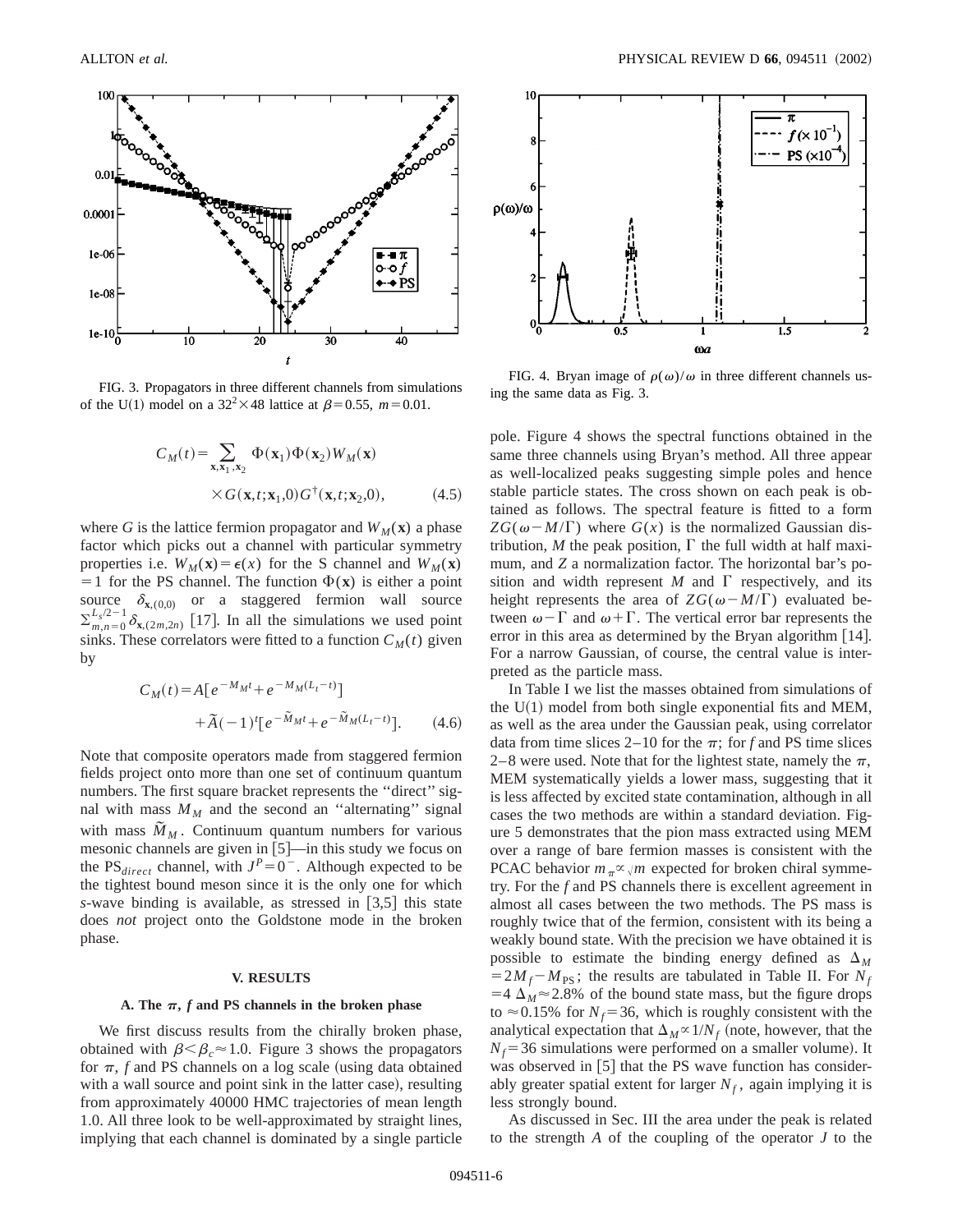FIG. 3. Propagators in three different channels from simulations of the U(1) model on a $32^2\times 48$ lattice at $\beta=0.55$, $m=0.01$.

FIG. 4. Bryan image of $\rho(\omega)/\omega$ in three different channels using the same data as Fig. 3.

$$C_M(t)=\sum_{\mathbf{x},\mathbf{x}_1,\mathbf{x}_2}\Phi(\mathbf{x}_1)\Phi(\mathbf{x}_2)W_M(\mathbf{x})\times G(\mathbf{x},t;\mathbf{x}_1,0)G^\dagger(\mathbf{x},t;\mathbf{x}_2,0), \tag{4.5}$$

where $G$ is the lattice fermion propagator and $W_M(\mathbf{x})$ a phase factor which picks out a channel with particular symmetry properties i.e. $W_M(\mathbf{x})=\epsilon(x)$ for the S channel and $W_M(\mathbf{x})=1$ for the PS channel. The function $\Phi(\mathbf{x})$ is either a point source $\delta_{\mathbf{x},(0,0)}$ or a staggered fermion wall source $\sum_{m,n=0}^{L_s/2-1}\delta_{\mathbf{x},(2m,2n)}$ [17]. In all the simulations we used point sinks. These correlators were fitted to a function $C_M(t)$ given by

$$C_M(t)=A[e^{-M_Mt}+e^{-M_M(L_t-t)}]+\tilde{A}(-1)^t[e^{-\tilde{M}_Mt}+e^{-\tilde{M}_M(L_t-t)}]. \tag{4.6}$$

Note that composite operators made from staggered fermion fields project onto more than one set of continuum quantum numbers. The first square bracket represents the "direct" signal with mass $M_M$ and the second an "alternating" signal with mass $\tilde{M}_M$. Continuum quantum numbers for various mesonic channels are given in [5]—in this study we focus on the $\mathrm{PS}_{direct}$ channel, with $J^P=0^-$. Although expected to be the tightest bound meson since it is the only one for which *s*-wave binding is available, as stressed in [3,5] this state does *not* project onto the Goldstone mode in the broken phase.

## V. RESULTS

### A. The $\pi$, $f$ and PS channels in the broken phase

We first discuss results from the chirally broken phase, obtained with $\beta<\beta_c\approx 1.0$. Figure 3 shows the propagators for $\pi$, $f$ and PS channels on a log scale (using data obtained with a wall source and point sink in the latter case), resulting from approximately 40000 HMC trajectories of mean length 1.0. All three look to be well-approximated by straight lines, implying that each channel is dominated by a single particle pole. Figure 4 shows the spectral functions obtained in the same three channels using Bryan's method. All three appear as well-localized peaks suggesting simple poles and hence stable particle states. The cross shown on each peak is obtained as follows. The spectral feature is fitted to a form $ZG(\omega-M/\Gamma)$ where $G(x)$ is the normalized Gaussian distribution, $M$ the peak position, $\Gamma$ the full width at half maximum, and $Z$ a normalization factor. The horizontal bar's position and width represent $M$ and $\Gamma$ respectively, and its height represents the area of $ZG(\omega-M/\Gamma)$ evaluated between $\omega-\Gamma$ and $\omega+\Gamma$. The vertical error bar represents the error in this area as determined by the Bryan algorithm [14]. For a narrow Gaussian, of course, the central value is interpreted as the particle mass.

In Table I we list the masses obtained from simulations of the U(1) model from both single exponential fits and MEM, as well as the area under the Gaussian peak, using correlator data from time slices 2–10 for the $\pi$; for $f$ and PS time slices 2–8 were used. Note that for the lightest state, namely the $\pi$, MEM systematically yields a lower mass, suggesting that it is less affected by excited state contamination, although in all cases the two methods are within a standard deviation. Figure 5 demonstrates that the pion mass extracted using MEM over a range of bare fermion masses is consistent with the PCAC behavior $m_\pi\propto\sqrt{m}$ expected for broken chiral symmetry. For the $f$ and PS channels there is excellent agreement in almost all cases between the two methods. The PS mass is roughly twice that of the fermion, consistent with its being a weakly bound state. With the precision we have obtained it is possible to estimate the binding energy defined as $\Delta_M=2M_f-M_{\mathrm{PS}}$; the results are tabulated in Table II. For $N_f=4$ $\Delta_M\approx 2.8\%$ of the bound state mass, but the figure drops to $\approx 0.15\%$ for $N_f=36$, which is roughly consistent with the analytical expectation that $\Delta_M\propto 1/N_f$ (note, however, that the $N_f=36$ simulations were performed on a smaller volume). It was observed in [5] that the PS wave function has considerably greater spatial extent for larger $N_f$, again implying it is less strongly bound.

As discussed in Sec. III the area under the peak is related to the strength $A$ of the coupling of the operator $J$ to the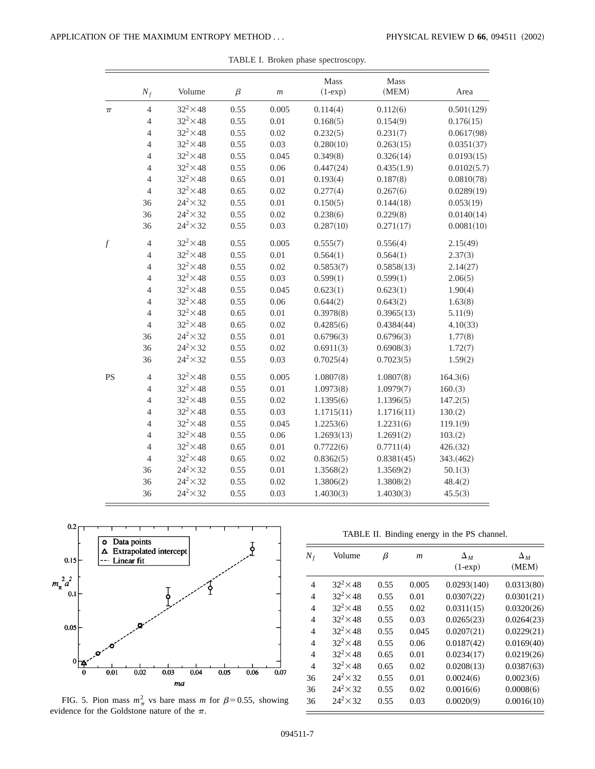TABLE I. Broken phase spectroscopy.

| | $N_f$ | Volume | $\beta$ | $m$ | Mass (1-exp) | Mass (MEM) | Area |
|---|---|---|---|---|---|---|---|
| $\pi$ | 4 | $32^2\times48$ | 0.55 | 0.005 | 0.114(4) | 0.112(6) | 0.501(129) |
| | 4 | $32^2\times48$ | 0.55 | 0.01 | 0.168(5) | 0.154(9) | 0.176(15) |
| | 4 | $32^2\times48$ | 0.55 | 0.02 | 0.232(5) | 0.231(7) | 0.0617(98) |
| | 4 | $32^2\times48$ | 0.55 | 0.03 | 0.280(10) | 0.263(15) | 0.0351(37) |
| | 4 | $32^2\times48$ | 0.55 | 0.045 | 0.349(8) | 0.326(14) | 0.0193(15) |
| | 4 | $32^2\times48$ | 0.55 | 0.06 | 0.447(24) | 0.435(1.9) | 0.0102(5.7) |
| | 4 | $32^2\times48$ | 0.65 | 0.01 | 0.193(4) | 0.187(8) | 0.0810(78) |
| | 4 | $32^2\times48$ | 0.65 | 0.02 | 0.277(4) | 0.267(6) | 0.0289(19) |
| | 36 | $24^2\times32$ | 0.55 | 0.01 | 0.150(5) | 0.144(18) | 0.053(19) |
| | 36 | $24^2\times32$ | 0.55 | 0.02 | 0.238(6) | 0.229(8) | 0.0140(14) |
| | 36 | $24^2\times32$ | 0.55 | 0.03 | 0.287(10) | 0.271(17) | 0.0081(10) |
| $f$ | 4 | $32^2\times48$ | 0.55 | 0.005 | 0.555(7) | 0.556(4) | 2.15(49) |
| | 4 | $32^2\times48$ | 0.55 | 0.01 | 0.564(1) | 0.564(1) | 2.37(3) |
| | 4 | $32^2\times48$ | 0.55 | 0.02 | 0.5853(7) | 0.5858(13) | 2.14(27) |
| | 4 | $32^2\times48$ | 0.55 | 0.03 | 0.599(1) | 0.599(1) | 2.06(5) |
| | 4 | $32^2\times48$ | 0.55 | 0.045 | 0.623(1) | 0.623(1) | 1.90(4) |
| | 4 | $32^2\times48$ | 0.55 | 0.06 | 0.644(2) | 0.643(2) | 1.63(8) |
| | 4 | $32^2\times48$ | 0.65 | 0.01 | 0.3978(8) | 0.3965(13) | 5.11(9) |
| | 4 | $32^2\times48$ | 0.65 | 0.02 | 0.4285(6) | 0.4384(44) | 4.10(33) |
| | 36 | $24^2\times32$ | 0.55 | 0.01 | 0.6796(3) | 0.6796(3) | 1.77(8) |
| | 36 | $24^2\times32$ | 0.55 | 0.02 | 0.6911(3) | 0.6908(3) | 1.72(7) |
| | 36 | $24^2\times32$ | 0.55 | 0.03 | 0.7025(4) | 0.7023(5) | 1.59(2) |
| PS | 4 | $32^2\times48$ | 0.55 | 0.005 | 1.0807(8) | 1.0807(8) | 164.3(6) |
| | 4 | $32^2\times48$ | 0.55 | 0.01 | 1.0973(8) | 1.0979(7) | 160.(3) |
| | 4 | $32^2\times48$ | 0.55 | 0.02 | 1.1395(6) | 1.1396(5) | 147.2(5) |
| | 4 | $32^2\times48$ | 0.55 | 0.03 | 1.1715(11) | 1.1716(11) | 130.(2) |
| | 4 | $32^2\times48$ | 0.55 | 0.045 | 1.2253(6) | 1.2231(6) | 119.1(9) |
| | 4 | $32^2\times48$ | 0.55 | 0.06 | 1.2693(13) | 1.2691(2) | 103.(2) |
| | 4 | $32^2\times48$ | 0.65 | 0.01 | 0.7722(6) | 0.7711(4) | 426.(32) |
| | 4 | $32^2\times48$ | 0.65 | 0.02 | 0.8362(5) | 0.8381(45) | 343.(462) |
| | 36 | $24^2\times32$ | 0.55 | 0.01 | 1.3568(2) | 1.3569(2) | 50.1(3) |
| | 36 | $24^2\times32$ | 0.55 | 0.02 | 1.3806(2) | 1.3808(2) | 48.4(2) |
| | 36 | $24^2\times32$ | 0.55 | 0.03 | 1.4030(3) | 1.4030(3) | 45.5(3) |

FIG. 5. Pion mass $m_\pi^2$ vs bare mass $m$ for $\beta=0.55$, showing evidence for the Goldstone nature of the $\pi$.

TABLE II. Binding energy in the PS channel.

| $N_f$ | Volume | $\beta$ | $m$ | $\Delta_M$ (1-exp) | $\Delta_M$ (MEM) |
|---|---|---|---|---|---|
| 4 | $32^2\times48$ | 0.55 | 0.005 | 0.0293(140) | 0.0313(80) |
| 4 | $32^2\times48$ | 0.55 | 0.01 | 0.0307(22) | 0.0301(21) |
| 4 | $32^2\times48$ | 0.55 | 0.02 | 0.0311(15) | 0.0320(26) |
| 4 | $32^2\times48$ | 0.55 | 0.03 | 0.0265(23) | 0.0264(23) |
| 4 | $32^2\times48$ | 0.55 | 0.045 | 0.0207(21) | 0.0229(21) |
| 4 | $32^2\times48$ | 0.55 | 0.06 | 0.0187(42) | 0.0169(40) |
| 4 | $32^2\times48$ | 0.65 | 0.01 | 0.0234(17) | 0.0219(26) |
| 4 | $32^2\times48$ | 0.65 | 0.02 | 0.0208(13) | 0.0387(63) |
| 36 | $24^2\times32$ | 0.55 | 0.01 | 0.0024(6) | 0.0023(6) |
| 36 | $24^2\times32$ | 0.55 | 0.02 | 0.0016(6) | 0.0008(6) |
| 36 | $24^2\times32$ | 0.55 | 0.03 | 0.0020(9) | 0.0016(10) |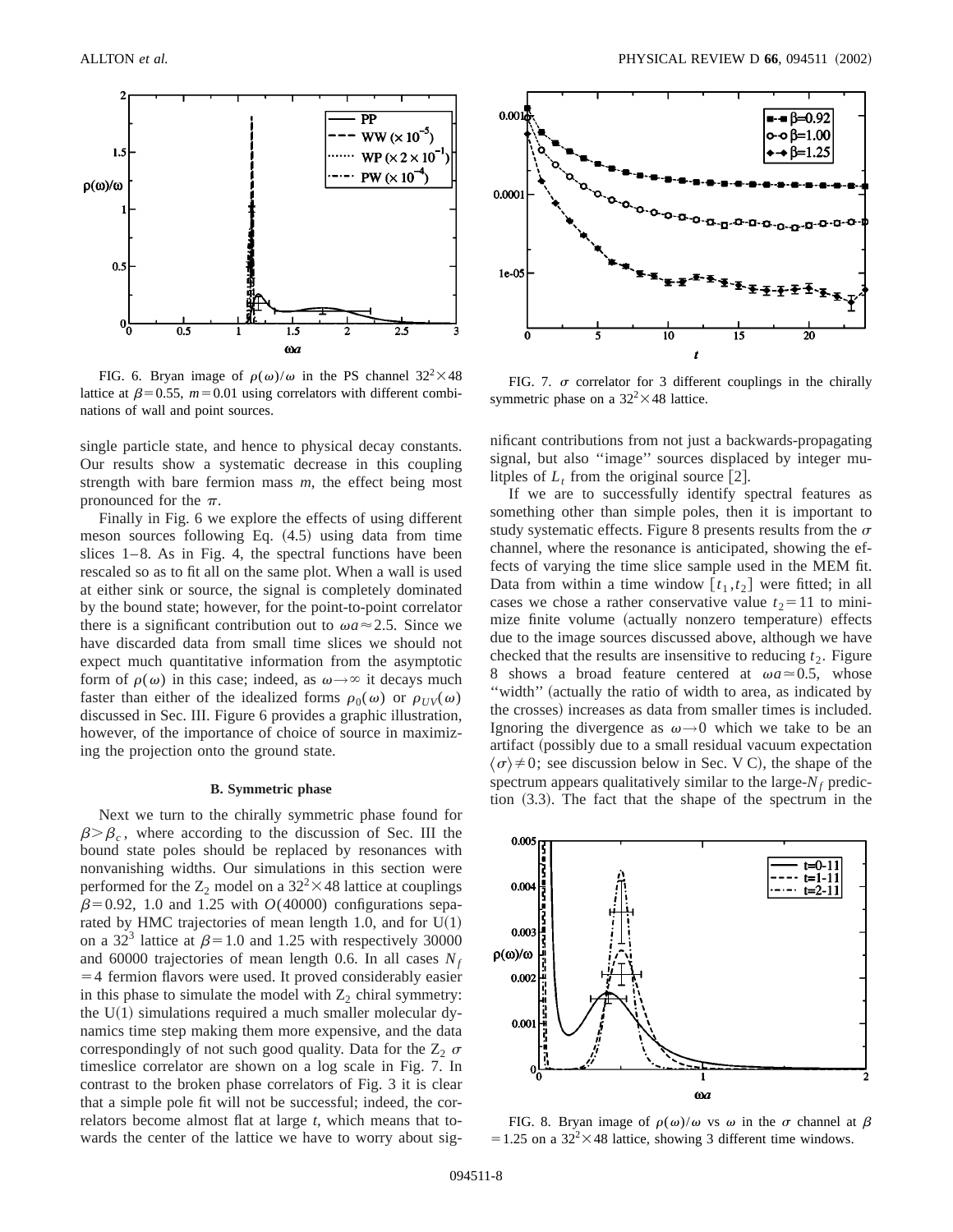FIG. 6. Bryan image of $\rho(\omega)/\omega$ in the PS channel $32^2\times48$ lattice at $\beta=0.55$, $m=0.01$ using correlators with different combinations of wall and point sources.

FIG. 7. $\sigma$ correlator for 3 different couplings in the chirally symmetric phase on a $32^2\times48$ lattice.

single particle state, and hence to physical decay constants. Our results show a systematic decrease in this coupling strength with bare fermion mass $m$, the effect being most pronounced for the $\pi$.

Finally in Fig. 6 we explore the effects of using different meson sources following Eq. (4.5) using data from time slices 1–8. As in Fig. 4, the spectral functions have been rescaled so as to fit all on the same plot. When a wall is used at either sink or source, the signal is completely dominated by the bound state; however, for the point-to-point correlator there is a significant contribution out to $\omega a\approx2.5$. Since we have discarded data from small time slices we should not expect much quantitative information from the asymptotic form of $\rho(\omega)$ in this case; indeed, as $\omega\to\infty$ it decays much faster than either of the idealized forms $\rho_0(\omega)$ or $\rho_{UV}(\omega)$ discussed in Sec. III. Figure 6 provides a graphic illustration, however, of the importance of choice of source in maximizing the projection onto the ground state.

### B. Symmetric phase

Next we turn to the chirally symmetric phase found for $\beta>\beta_c$, where according to the discussion of Sec. III the bound state poles should be replaced by resonances with nonvanishing widths. Our simulations in this section were performed for the $Z_2$ model on a $32^2\times48$ lattice at couplings $\beta=0.92$, 1.0 and 1.25 with $O(40000)$ configurations separated by HMC trajectories of mean length 1.0, and for U(1) on a $32^3$ lattice at $\beta=1.0$ and 1.25 with respectively 30000 and 60000 trajectories of mean length 0.6. In all cases $N_f=4$ fermion flavors were used. It proved considerably easier in this phase to simulate the model with $Z_2$ chiral symmetry: the U(1) simulations required a much smaller molecular dynamics time step making them more expensive, and the data correspondingly of not such good quality. Data for the $Z_2$ $\sigma$ timeslice correlator are shown on a log scale in Fig. 7. In contrast to the broken phase correlators of Fig. 3 it is clear that a simple pole fit will not be successful; indeed, the correlators become almost flat at large $t$, which means that towards the center of the lattice we have to worry about significant contributions from not just a backwards-propagating signal, but also "image" sources displaced by integer mulitples of $L_t$ from the original source [2].

If we are to successfully identify spectral features as something other than simple poles, then it is important to study systematic effects. Figure 8 presents results from the $\sigma$ channel, where the resonance is anticipated, showing the effects of varying the time slice sample used in the MEM fit. Data from within a time window $[t_1,t_2]$ were fitted; in all cases we chose a rather conservative value $t_2=11$ to minimize finite volume (actually nonzero temperature) effects due to the image sources discussed above, although we have checked that the results are insensitive to reducing $t_2$. Figure 8 shows a broad feature centered at $\omega a\simeq0.5$, whose "width" (actually the ratio of width to area, as indicated by the crosses) increases as data from smaller times is included. Ignoring the divergence as $\omega\to0$ which we take to be an artifact (possibly due to a small residual vacuum expectation $\langle\sigma\rangle\neq0$; see discussion below in Sec. V C), the shape of the spectrum appears qualitatively similar to the large-$N_f$ prediction (3.3). The fact that the shape of the spectrum in the

FIG. 8. Bryan image of $\rho(\omega)/\omega$ vs $\omega$ in the $\sigma$ channel at $\beta=1.25$ on a $32^2\times48$ lattice, showing 3 different time windows.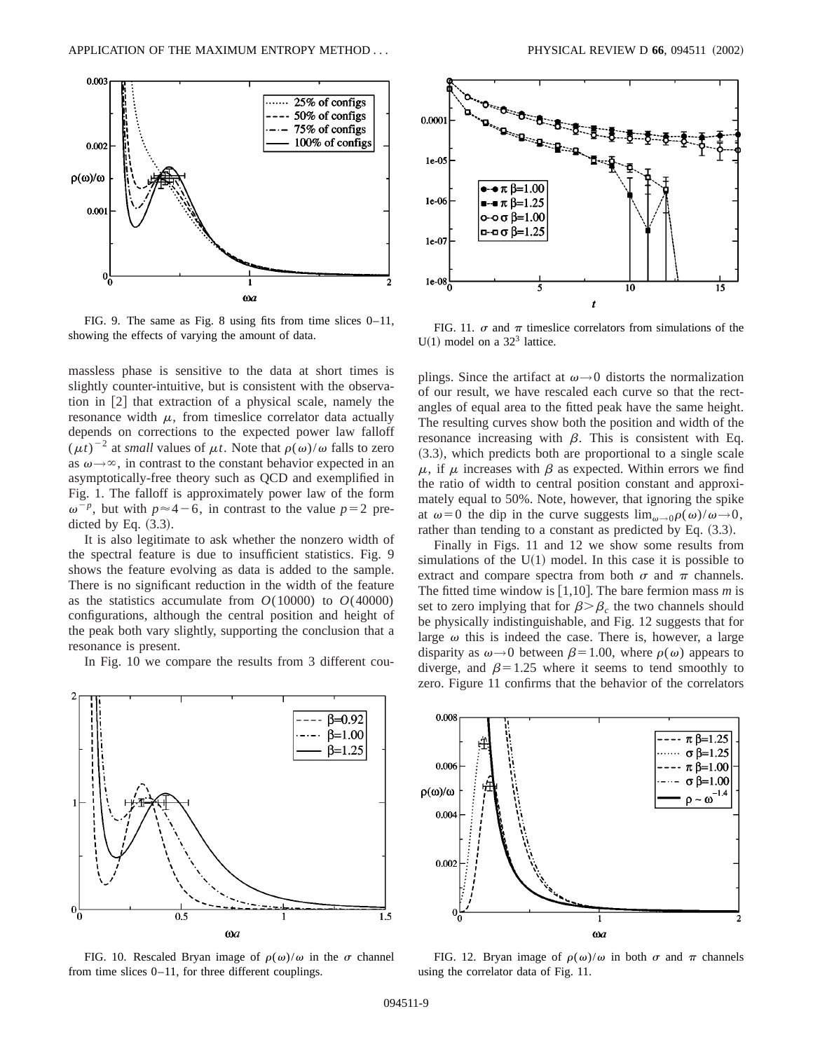FIG. 9. The same as Fig. 8 using fits from time slices 0–11, showing the effects of varying the amount of data.

massless phase is sensitive to the data at short times is slightly counter-intuitive, but is consistent with the observation in [2] that extraction of a physical scale, namely the resonance width $\mu$, from timeslice correlator data actually depends on corrections to the expected power law falloff $(\mu t)^{-2}$ at *small* values of $\mu t$. Note that $\rho(\omega)/\omega$ falls to zero as $\omega \to \infty$, in contrast to the constant behavior expected in an asymptotically-free theory such as QCD and exemplified in Fig. 1. The falloff is approximately power law of the form $\omega^{-p}$, but with $p \approx 4-6$, in contrast to the value $p=2$ predicted by Eq. (3.3).

It is also legitimate to ask whether the nonzero width of the spectral feature is due to insufficient statistics. Fig. 9 shows the feature evolving as data is added to the sample. There is no significant reduction in the width of the feature as the statistics accumulate from $O(10000)$ to $O(40000)$ configurations, although the central position and height of the peak both vary slightly, supporting the conclusion that a resonance is present.

In Fig. 10 we compare the results from 3 different couplings. Since the artifact at $\omega \to 0$ distorts the normalization of our result, we have rescaled each curve so that the rectangles of equal area to the fitted peak have the same height. The resulting curves show both the position and width of the resonance increasing with $\beta$. This is consistent with Eq. (3.3), which predicts both are proportional to a single scale $\mu$, if $\mu$ increases with $\beta$ as expected. Within errors we find the ratio of width to central position constant and approximately equal to 50%. Note, however, that ignoring the spike at $\omega=0$ the dip in the curve suggests $\lim_{\omega \to 0} \rho(\omega)/\omega \to 0$, rather than tending to a constant as predicted by Eq. (3.3).

Finally in Figs. 11 and 12 we show some results from simulations of the U(1) model. In this case it is possible to extract and compare spectra from both $\sigma$ and $\pi$ channels. The fitted time window is [1,10]. The bare fermion mass $m$ is set to zero implying that for $\beta > \beta_c$ the two channels should be physically indistinguishable, and Fig. 12 suggests that for large $\omega$ this is indeed the case. There is, however, a large disparity as $\omega \to 0$ between $\beta = 1.00$, where $\rho(\omega)$ appears to diverge, and $\beta = 1.25$ where it seems to tend smoothly to zero. Figure 11 confirms that the behavior of the correlators

FIG. 10. Rescaled Bryan image of $\rho(\omega)/\omega$ in the $\sigma$ channel from time slices 0–11, for three different couplings.

FIG. 11. $\sigma$ and $\pi$ timeslice correlators from simulations of the U(1) model on a $32^3$ lattice.

FIG. 12. Bryan image of $\rho(\omega)/\omega$ in both $\sigma$ and $\pi$ channels using the correlator data of Fig. 11.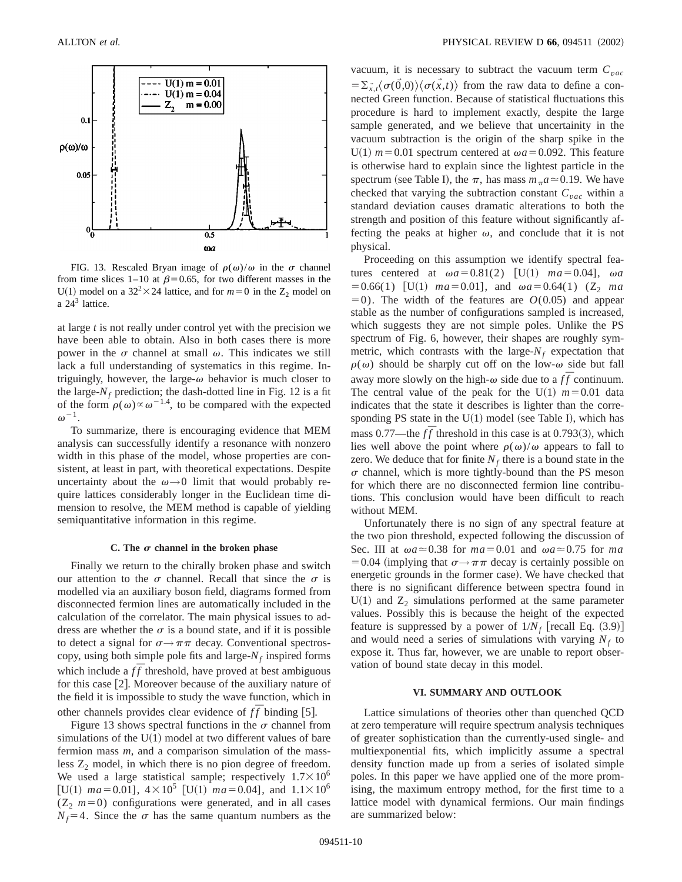FIG. 13. Rescaled Bryan image of $\rho(\omega)/\omega$ in the $\sigma$ channel from time slices 1–10 at $\beta=0.65$, for two different masses in the U(1) model on a $32^2\times24$ lattice, and for $m=0$ in the $Z_2$ model on a $24^3$ lattice.

at large $t$ is not really under control yet with the precision we have been able to obtain. Also in both cases there is more power in the $\sigma$ channel at small $\omega$. This indicates we still lack a full understanding of systematics in this regime. Intriguingly, however, the large-$\omega$ behavior is much closer to the large-$N_f$ prediction; the dash-dotted line in Fig. 12 is a fit of the form $\rho(\omega)\propto\omega^{-1.4}$, to be compared with the expected $\omega^{-1}$.

To summarize, there is encouraging evidence that MEM analysis can successfully identify a resonance with nonzero width in this phase of the model, whose properties are consistent, at least in part, with theoretical expectations. Despite uncertainty about the $\omega\to0$ limit that would probably require lattices considerably longer in the Euclidean time dimension to resolve, the MEM method is capable of yielding semiquantitative information in this regime.

### C. The $\sigma$ channel in the broken phase

Finally we return to the chirally broken phase and switch our attention to the $\sigma$ channel. Recall that since the $\sigma$ is modelled via an auxiliary boson field, diagrams formed from disconnected fermion lines are automatically included in the calculation of the correlator. The main physical issues to address are whether the $\sigma$ is a bound state, and if it is possible to detect a signal for $\sigma\to\pi\pi$ decay. Conventional spectroscopy, using both simple pole fits and large-$N_f$ inspired forms which include a $f\bar{f}$ threshold, have proved at best ambiguous for this case [2]. Moreover because of the auxiliary nature of the field it is impossible to study the wave function, which in other channels provides clear evidence of $f\bar{f}$ binding [5].

Figure 13 shows spectral functions in the $\sigma$ channel from simulations of the U(1) model at two different values of bare fermion mass $m$, and a comparison simulation of the massless $Z_2$ model, in which there is no pion degree of freedom. We used a large statistical sample; respectively $1.7\times10^6$ [U(1) $ma=0.01$], $4\times10^5$ [U(1) $ma=0.04$], and $1.1\times10^6$ ($Z_2$ $m=0$) configurations were generated, and in all cases $N_f=4$. Since the $\sigma$ has the same quantum numbers as the vacuum, it is necessary to subtract the vacuum term $C_{vac}=\Sigma_{\vec{x},t}\langle\sigma(\vec{0},0)\rangle\langle\sigma(\vec{x},t)\rangle$ from the raw data to define a connected Green function. Because of statistical fluctuations this procedure is hard to implement exactly, despite the large sample generated, and we believe that uncertainity in the vacuum subtraction is the origin of the sharp spike in the U(1) $m=0.01$ spectrum centered at $\omega a=0.092$. This feature is otherwise hard to explain since the lightest particle in the spectrum (see Table I), the $\pi$, has mass $m_\pi a\simeq0.19$. We have checked that varying the subtraction constant $C_{vac}$ within a standard deviation causes dramatic alterations to both the strength and position of this feature without significantly affecting the peaks at higher $\omega$, and conclude that it is not physical.

Proceeding on this assumption we identify spectral features centered at $\omega a=0.81(2)$ [U(1) $ma=0.04$], $\omega a=0.66(1)$ [U(1) $ma=0.01$], and $\omega a=0.64(1)$ ($Z_2$ $ma=0$). The width of the features are $O(0.05)$ and appear stable as the number of configurations sampled is increased, which suggests they are not simple poles. Unlike the PS spectrum of Fig. 6, however, their shapes are roughly symmetric, which contrasts with the large-$N_f$ expectation that $\rho(\omega)$ should be sharply cut off on the low-$\omega$ side but fall away more slowly on the high-$\omega$ side due to a $f\bar{f}$ continuum. The central value of the peak for the U(1) $m=0.01$ data indicates that the state it describes is lighter than the corresponding PS state in the U(1) model (see Table I), which has mass 0.77—the $f\bar{f}$ threshold in this case is at 0.793(3), which lies well above the point where $\rho(\omega)/\omega$ appears to fall to zero. We deduce that for finite $N_f$ there is a bound state in the $\sigma$ channel, which is more tightly-bound than the PS meson for which there are no disconnected fermion line contributions. This conclusion would have been difficult to reach without MEM.

Unfortunately there is no sign of any spectral feature at the two pion threshold, expected following the discussion of Sec. III at $\omega a\simeq0.38$ for $ma=0.01$ and $\omega a\simeq0.75$ for $ma=0.04$ (implying that $\sigma\to\pi\pi$ decay is certainly possible on energetic grounds in the former case). We have checked that there is no significant difference between spectra found in U(1) and $Z_2$ simulations performed at the same parameter values. Possibly this is because the height of the expected feature is suppressed by a power of $1/N_f$ [recall Eq. (3.9)] and would need a series of simulations with varying $N_f$ to expose it. Thus far, however, we are unable to report observation of bound state decay in this model.

## VI. SUMMARY AND OUTLOOK

Lattice simulations of theories other than quenched QCD at zero temperature will require spectrum analysis techniques of greater sophistication than the currently-used single- and multiexponential fits, which implicitly assume a spectral density function made up from a series of isolated simple poles. In this paper we have applied one of the more promising, the maximum entropy method, for the first time to a lattice model with dynamical fermions. Our main findings are summarized below: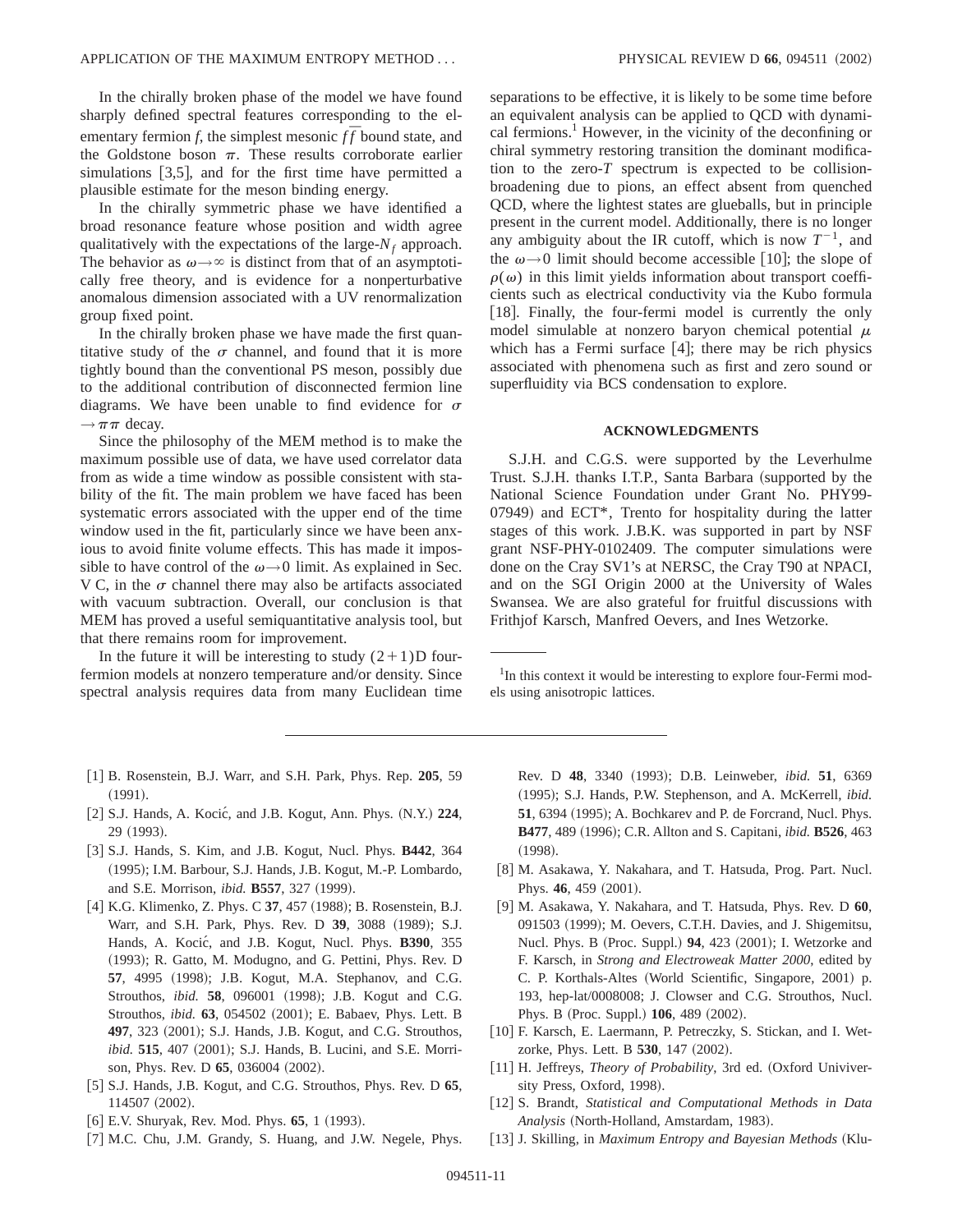In the chirally broken phase of the model we have found sharply defined spectral features corresponding to the elementary fermion $f$, the simplest mesonic $f\bar{f}$ bound state, and the Goldstone boson $\pi$. These results corroborate earlier simulations [3,5], and for the first time have permitted a plausible estimate for the meson binding energy.

In the chirally symmetric phase we have identified a broad resonance feature whose position and width agree qualitatively with the expectations of the large-$N_f$ approach. The behavior as $\omega \rightarrow \infty$ is distinct from that of an asymptotically free theory, and is evidence for a nonperturbative anomalous dimension associated with a UV renormalization group fixed point.

In the chirally broken phase we have made the first quantitative study of the $\sigma$ channel, and found that it is more tightly bound than the conventional PS meson, possibly due to the additional contribution of disconnected fermion line diagrams. We have been unable to find evidence for $\sigma \rightarrow \pi\pi$ decay.

Since the philosophy of the MEM method is to make the maximum possible use of data, we have used correlator data from as wide a time window as possible consistent with stability of the fit. The main problem we have faced has been systematic errors associated with the upper end of the time window used in the fit, particularly since we have been anxious to avoid finite volume effects. This has made it impossible to have control of the $\omega \rightarrow 0$ limit. As explained in Sec. V C, in the $\sigma$ channel there may also be artifacts associated with vacuum subtraction. Overall, our conclusion is that MEM has proved a useful semiquantitative analysis tool, but that there remains room for improvement.

In the future it will be interesting to study $(2+1)$D four-fermion models at nonzero temperature and/or density. Since spectral analysis requires data from many Euclidean time separations to be effective, it is likely to be some time before an equivalent analysis can be applied to QCD with dynamical fermions.[1] However, in the vicinity of the deconfining or chiral symmetry restoring transition the dominant modification to the zero-$T$ spectrum is expected to be collision-broadening due to pions, an effect absent from quenched QCD, where the lightest states are glueballs, but in principle present in the current model. Additionally, there is no longer any ambiguity about the IR cutoff, which is now $T^{-1}$, and the $\omega \rightarrow 0$ limit should become accessible [10]; the slope of $\rho(\omega)$ in this limit yields information about transport coefficients such as electrical conductivity via the Kubo formula [18]. Finally, the four-fermi model is currently the only model simulable at nonzero baryon chemical potential $\mu$ which has a Fermi surface [4]; there may be rich physics associated with phenomena such as first and zero sound or superfluidity via BCS condensation to explore.

## ACKNOWLEDGMENTS

S.J.H. and C.G.S. were supported by the Leverhulme Trust. S.J.H. thanks I.T.P., Santa Barbara (supported by the National Science Foundation under Grant No. PHY99-07949) and ECT*, Trento for hospitality during the latter stages of this work. J.B.K. was supported in part by NSF grant NSF-PHY-0102409. The computer simulations were done on the Cray SV1's at NERSC, the Cray T90 at NPACI, and on the SGI Origin 2000 at the University of Wales Swansea. We are also grateful for fruitful discussions with Frithjof Karsch, Manfred Oevers, and Ines Wetzorke.

[1] In this context it would be interesting to explore four-Fermi models using anisotropic lattices.

---

[1] B. Rosenstein, B.J. Warr, and S.H. Park, Phys. Rep. **205**, 59 (1991).

[2] S.J. Hands, A. Kocić, and J.B. Kogut, Ann. Phys. (N.Y.) **224**, 29 (1993).

[3] S.J. Hands, S. Kim, and J.B. Kogut, Nucl. Phys. **B442**, 364 (1995); I.M. Barbour, S.J. Hands, J.B. Kogut, M.-P. Lombardo, and S.E. Morrison, *ibid.* **B557**, 327 (1999).

[4] K.G. Klimenko, Z. Phys. C **37**, 457 (1988); B. Rosenstein, B.J. Warr, and S.H. Park, Phys. Rev. D **39**, 3088 (1989); S.J. Hands, A. Kocić, and J.B. Kogut, Nucl. Phys. **B390**, 355 (1993); R. Gatto, M. Modugno, and G. Pettini, Phys. Rev. D **57**, 4995 (1998); J.B. Kogut, M.A. Stephanov, and C.G. Strouthos, *ibid.* **58**, 096001 (1998); J.B. Kogut and C.G. Strouthos, *ibid.* **63**, 054502 (2001); E. Babaev, Phys. Lett. B **497**, 323 (2001); S.J. Hands, J.B. Kogut, and C.G. Strouthos, *ibid.* **515**, 407 (2001); S.J. Hands, B. Lucini, and S.E. Morrison, Phys. Rev. D **65**, 036004 (2002).

[5] S.J. Hands, J.B. Kogut, and C.G. Strouthos, Phys. Rev. D **65**, 114507 (2002).

[6] E.V. Shuryak, Rev. Mod. Phys. **65**, 1 (1993).

[7] M.C. Chu, J.M. Grandy, S. Huang, and J.W. Negele, Phys. Rev. D **48**, 3340 (1993); D.B. Leinweber, *ibid.* **51**, 6369 (1995); S.J. Hands, P.W. Stephenson, and A. McKerrell, *ibid.* **51**, 6394 (1995); A. Bochkarev and P. de Forcrand, Nucl. Phys. **B477**, 489 (1996); C.R. Allton and S. Capitani, *ibid.* **B526**, 463 (1998).

[8] M. Asakawa, Y. Nakahara, and T. Hatsuda, Prog. Part. Nucl. Phys. **46**, 459 (2001).

[9] M. Asakawa, Y. Nakahara, and T. Hatsuda, Phys. Rev. D **60**, 091503 (1999); M. Oevers, C.T.H. Davies, and J. Shigemitsu, Nucl. Phys. B (Proc. Suppl.) **94**, 423 (2001); I. Wetzorke and F. Karsch, in *Strong and Electroweak Matter 2000*, edited by C. P. Korthals-Altes (World Scientific, Singapore, 2001) p. 193, hep-lat/0008008; J. Clowser and C.G. Strouthos, Nucl. Phys. B (Proc. Suppl.) **106**, 489 (2002).

[10] F. Karsch, E. Laermann, P. Petreczky, S. Stickan, and I. Wetzorke, Phys. Lett. B **530**, 147 (2002).

[11] H. Jeffreys, *Theory of Probability*, 3rd ed. (Oxford Univiversity Press, Oxford, 1998).

[12] S. Brandt, *Statistical and Computational Methods in Data Analysis* (North-Holland, Amstardam, 1983).

[13] J. Skilling, in *Maximum Entropy and Bayesian Methods* (Klu-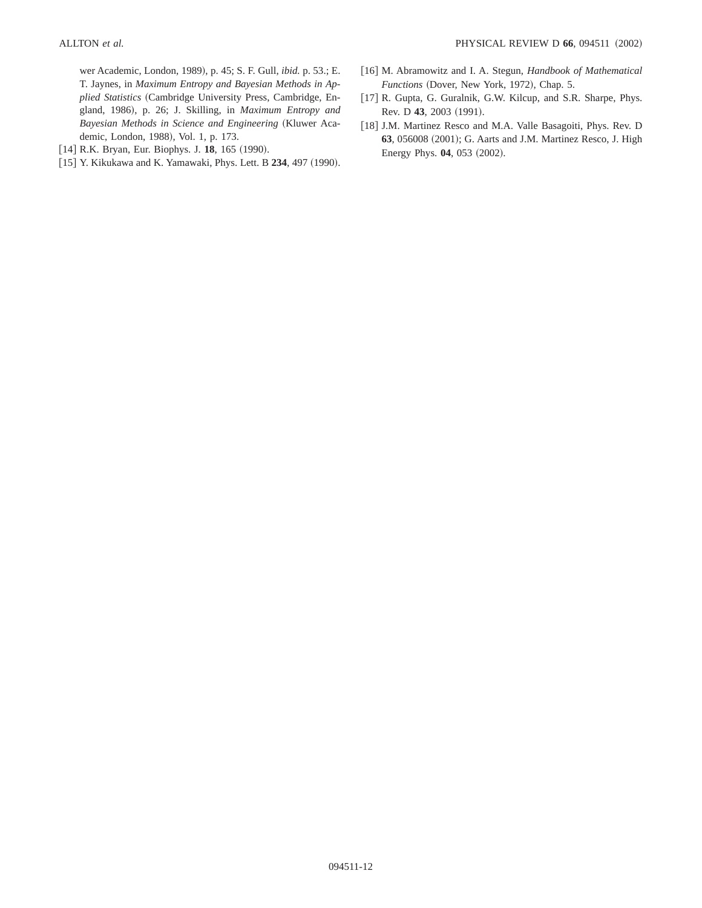wer Academic, London, 1989), p. 45; S. F. Gull, *ibid.* p. 53.; E. T. Jaynes, in *Maximum Entropy and Bayesian Methods in Applied Statistics* (Cambridge University Press, Cambridge, England, 1986), p. 26; J. Skilling, in *Maximum Entropy and Bayesian Methods in Science and Engineering* (Kluwer Academic, London, 1988), Vol. 1, p. 173.

[14] R.K. Bryan, Eur. Biophys. J. **18**, 165 (1990).

[15] Y. Kikukawa and K. Yamawaki, Phys. Lett. B **234**, 497 (1990).

[16] M. Abramowitz and I. A. Stegun, *Handbook of Mathematical Functions* (Dover, New York, 1972), Chap. 5.

[17] R. Gupta, G. Guralnik, G.W. Kilcup, and S.R. Sharpe, Phys. Rev. D **43**, 2003 (1991).

[18] J.M. Martinez Resco and M.A. Valle Basagoiti, Phys. Rev. D **63**, 056008 (2001); G. Aarts and J.M. Martinez Resco, J. High Energy Phys. **04**, 053 (2002).